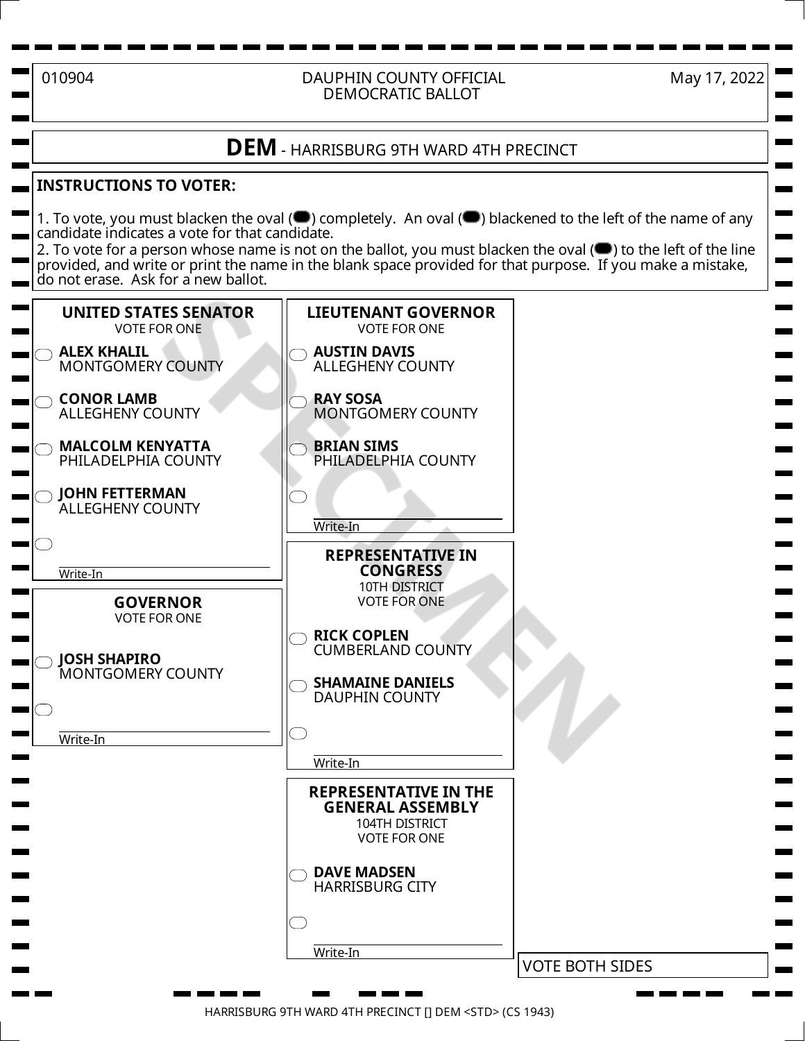010904

DAUPHIN COUNTY OFFICIAL
DEMOCRATIC BALLOT

May 17, 2022

# DEM - HARRISBURG 9TH WARD 4TH PRECINCT

**INSTRUCTIONS TO VOTER:**

1. To vote, you must blacken the oval (⬬) completely. An oval (⬬) blackened to the left of the name of any candidate indicates a vote for that candidate.
2. To vote for a person whose name is not on the ballot, you must blacken the oval (⬬) to the left of the line provided, and write or print the name in the blank space provided for that purpose. If you make a mistake, do not erase. Ask for a new ballot.

## UNITED STATES SENATOR
VOTE FOR ONE

- ⬭ **ALEX KHALIL**
  MONTGOMERY COUNTY
- ⬭ **CONOR LAMB**
  ALLEGHENY COUNTY
- ⬭ **MALCOLM KENYATTA**
  PHILADELPHIA COUNTY
- ⬭ **JOHN FETTERMAN**
  ALLEGHENY COUNTY
- ⬭ ______________ Write-In

## GOVERNOR
VOTE FOR ONE

- ⬭ **JOSH SHAPIRO**
  MONTGOMERY COUNTY
- ⬭ ______________ Write-In

## LIEUTENANT GOVERNOR
VOTE FOR ONE

- ⬭ **AUSTIN DAVIS**
  ALLEGHENY COUNTY
- ⬭ **RAY SOSA**
  MONTGOMERY COUNTY
- ⬭ **BRIAN SIMS**
  PHILADELPHIA COUNTY
- ⬭ ______________ Write-In

## REPRESENTATIVE IN CONGRESS
10TH DISTRICT
VOTE FOR ONE

- ⬭ **RICK COPLEN**
  CUMBERLAND COUNTY
- ⬭ **SHAMAINE DANIELS**
  DAUPHIN COUNTY
- ⬭ ______________ Write-In

## REPRESENTATIVE IN THE GENERAL ASSEMBLY
104TH DISTRICT
VOTE FOR ONE

- ⬭ **DAVE MADSEN**
  HARRISBURG CITY
- ⬭ ______________ Write-In

VOTE BOTH SIDES

HARRISBURG 9TH WARD 4TH PRECINCT [] DEM <STD> (CS 1943)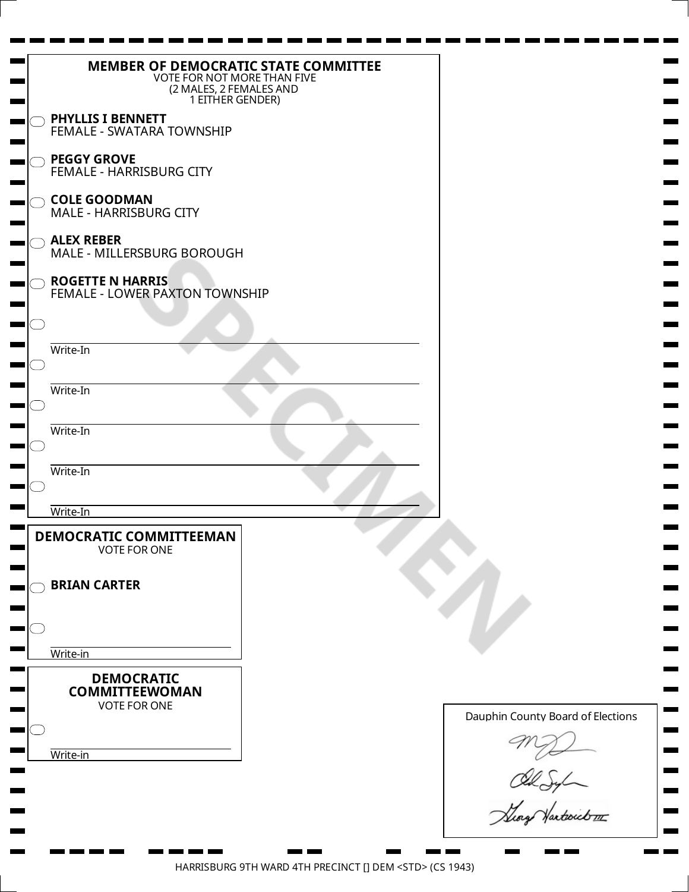## MEMBER OF DEMOCRATIC STATE COMMITTEE

VOTE FOR NOT MORE THAN FIVE
(2 MALES, 2 FEMALES AND
1 EITHER GENDER)

- **PHYLLIS I BENNETT**
  FEMALE - SWATARA TOWNSHIP
- **PEGGY GROVE**
  FEMALE - HARRISBURG CITY
- **COLE GOODMAN**
  MALE - HARRISBURG CITY
- **ALEX REBER**
  MALE - MILLERSBURG BOROUGH
- **ROGETTE N HARRIS**
  FEMALE - LOWER PAXTON TOWNSHIP
- Write-In
- Write-In
- Write-In
- Write-In
- Write-In

## DEMOCRATIC COMMITTEEMAN

VOTE FOR ONE

- **BRIAN CARTER**
- Write-in

## DEMOCRATIC COMMITTEEWOMAN

VOTE FOR ONE

- Write-in

Dauphin County Board of Elections

SPECIMEN

HARRISBURG 9TH WARD 4TH PRECINCT [] DEM <STD> (CS 1943)